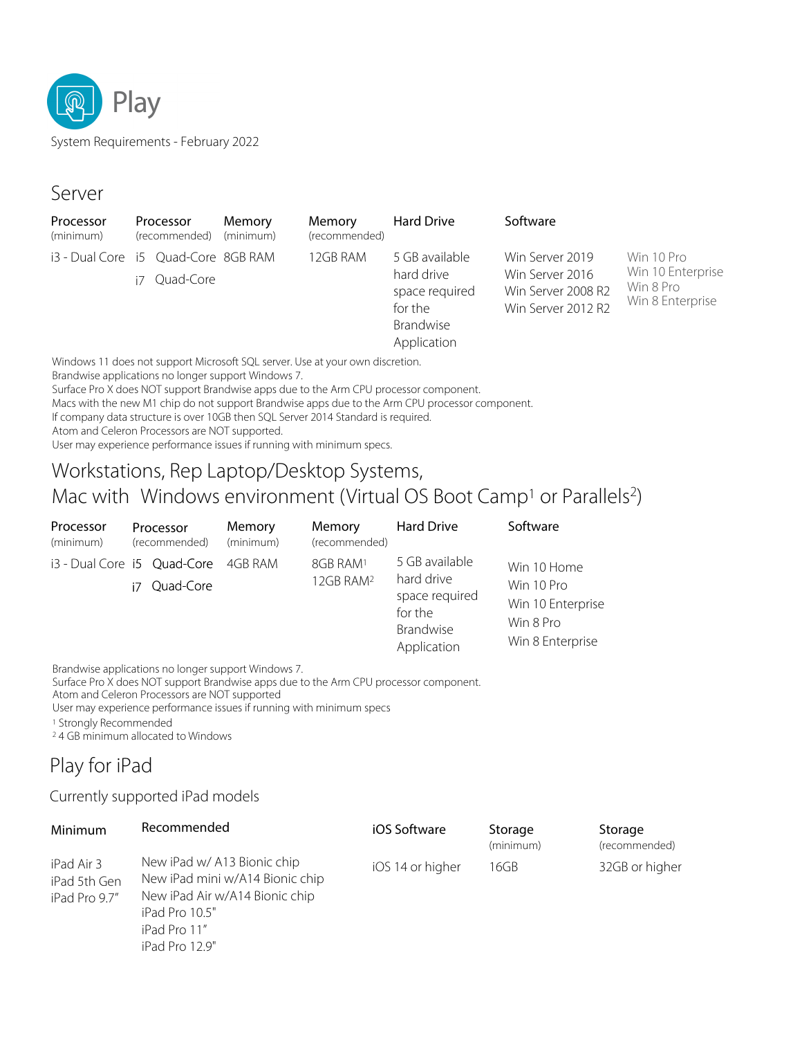# Play

System Requirements - February 2022

## Server

| Processor (minimum) | Processor (recommended) | Memory (minimum) | Memory (recommended) | Hard Drive | Software | |
|---|---|---|---|---|---|---|
| i3 - Dual Core | i5 Quad-Core<br>i7 Quad-Core | 8GB RAM | 12GB RAM | 5 GB available hard drive space required for the Brandwise Application | Win Server 2019<br>Win Server 2016<br>Win Server 2008 R2<br>Win Server 2012 R2 | Win 10 Pro<br>Win 10 Enterprise<br>Win 8 Pro<br>Win 8 Enterprise |

Windows 11 does not support Microsoft SQL server. Use at your own discretion.
Brandwise applications no longer support Windows 7.
Surface Pro X does NOT support Brandwise apps due to the Arm CPU processor component.
Macs with the new M1 chip do not support Brandwise apps due to the Arm CPU processor component.
If company data structure is over 10GB then SQL Server 2014 Standard is required.
Atom and Celeron Processors are NOT supported.
User may experience performance issues if running with minimum specs.

## Workstations, Rep Laptop/Desktop Systems, Mac with Windows environment (Virtual OS Boot Camp[1] or Parallels[2])

| Processor (minimum) | Processor (recommended) | Memory (minimum) | Memory (recommended) | Hard Drive | Software |
|---|---|---|---|---|---|
| i3 - Dual Core | i5 Quad-Core<br>i7 Quad-Core | 4GB RAM | 8GB RAM[1]<br>12GB RAM[2] | 5 GB available hard drive space required for the Brandwise Application | Win 10 Home<br>Win 10 Pro<br>Win 10 Enterprise<br>Win 8 Pro<br>Win 8 Enterprise |

Brandwise applications no longer support Windows 7.
Surface Pro X does NOT support Brandwise apps due to the Arm CPU processor component.
Atom and Celeron Processors are NOT supported
User may experience performance issues if running with minimum specs

[1] Strongly Recommended
[2] 4 GB minimum allocated to Windows

## Play for iPad

Currently supported iPad models

| Minimum | Recommended | iOS Software | Storage (minimum) | Storage (recommended) |
|---|---|---|---|---|
| iPad Air 3<br>iPad 5th Gen<br>iPad Pro 9.7" | New iPad w/ A13 Bionic chip<br>New iPad mini w/A14 Bionic chip<br>New iPad Air w/A14 Bionic chip<br>iPad Pro 10.5"<br>iPad Pro 11"<br>iPad Pro 12.9" | iOS 14 or higher | 16GB | 32GB or higher |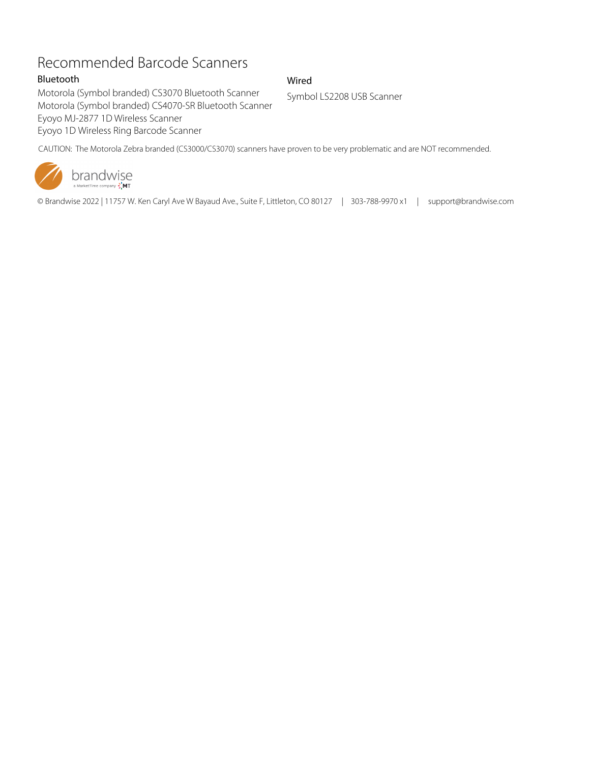# Recommended Barcode Scanners

## Bluetooth

Motorola (Symbol branded) CS3070 Bluetooth Scanner
Motorola (Symbol branded) CS4070-SR Bluetooth Scanner
Eyoyo MJ-2877 1D Wireless Scanner
Eyoyo 1D Wireless Ring Barcode Scanner

## Wired

Symbol LS2208 USB Scanner

CAUTION: The Motorola Zebra branded (CS3000/CS3070) scanners have proven to be very problematic and are NOT recommended.

brandwise
a MarketTime company MT

© Brandwise 2022 | 11757 W. Ken Caryl Ave W Bayaud Ave., Suite F, Littleton, CO 80127 | 303-788-9970 x1 | support@brandwise.com